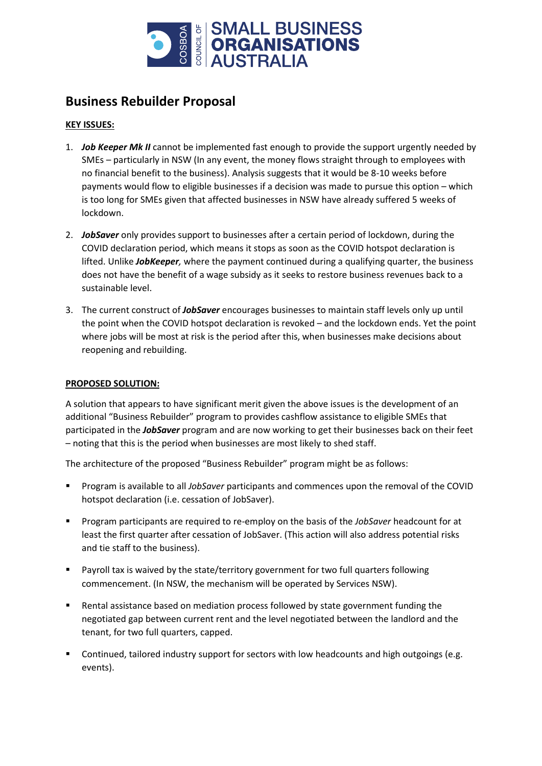# Business Rebuilder Proposal

**KEY ISSUES:**

1. ***Job Keeper Mk II*** cannot be implemented fast enough to provide the support urgently needed by SMEs – particularly in NSW (In any event, the money flows straight through to employees with no financial benefit to the business). Analysis suggests that it would be 8-10 weeks before payments would flow to eligible businesses if a decision was made to pursue this option – which is too long for SMEs given that affected businesses in NSW have already suffered 5 weeks of lockdown.

2. ***JobSaver*** only provides support to businesses after a certain period of lockdown, during the COVID declaration period, which means it stops as soon as the COVID hotspot declaration is lifted. Unlike ***JobKeeper,*** where the payment continued during a qualifying quarter, the business does not have the benefit of a wage subsidy as it seeks to restore business revenues back to a sustainable level.

3. The current construct of ***JobSaver*** encourages businesses to maintain staff levels only up until the point when the COVID hotspot declaration is revoked – and the lockdown ends. Yet the point where jobs will be most at risk is the period after this, when businesses make decisions about reopening and rebuilding.

**PROPOSED SOLUTION:**

A solution that appears to have significant merit given the above issues is the development of an additional "Business Rebuilder" program to provides cashflow assistance to eligible SMEs that participated in the ***JobSaver*** program and are now working to get their businesses back on their feet – noting that this is the period when businesses are most likely to shed staff.

The architecture of the proposed "Business Rebuilder" program might be as follows:

- Program is available to all *JobSaver* participants and commences upon the removal of the COVID hotspot declaration (i.e. cessation of JobSaver).
- Program participants are required to re-employ on the basis of the *JobSaver* headcount for at least the first quarter after cessation of JobSaver. (This action will also address potential risks and tie staff to the business).
- Payroll tax is waived by the state/territory government for two full quarters following commencement. (In NSW, the mechanism will be operated by Services NSW).
- Rental assistance based on mediation process followed by state government funding the negotiated gap between current rent and the level negotiated between the landlord and the tenant, for two full quarters, capped.
- Continued, tailored industry support for sectors with low headcounts and high outgoings (e.g. events).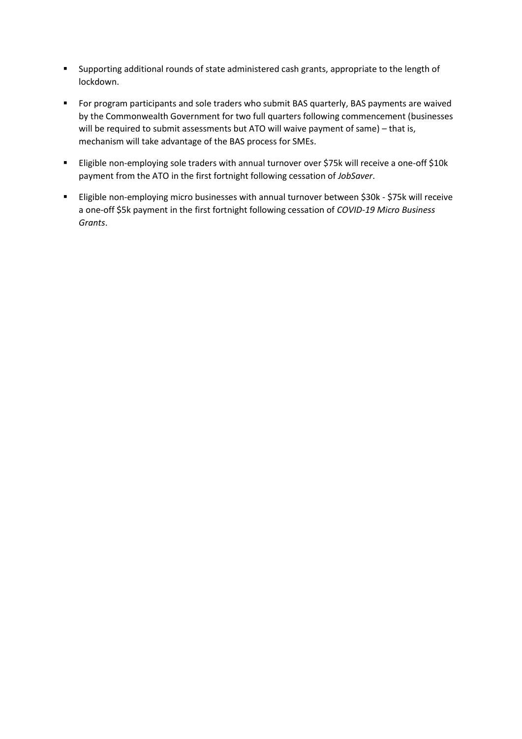- Supporting additional rounds of state administered cash grants, appropriate to the length of lockdown.
- For program participants and sole traders who submit BAS quarterly, BAS payments are waived by the Commonwealth Government for two full quarters following commencement (businesses will be required to submit assessments but ATO will waive payment of same) – that is, mechanism will take advantage of the BAS process for SMEs.
- Eligible non-employing sole traders with annual turnover over $75k will receive a one-off $10k payment from the ATO in the first fortnight following cessation of *JobSaver*.
- Eligible non-employing micro businesses with annual turnover between $30k - $75k will receive a one-off $5k payment in the first fortnight following cessation of *COVID-19 Micro Business Grants*.